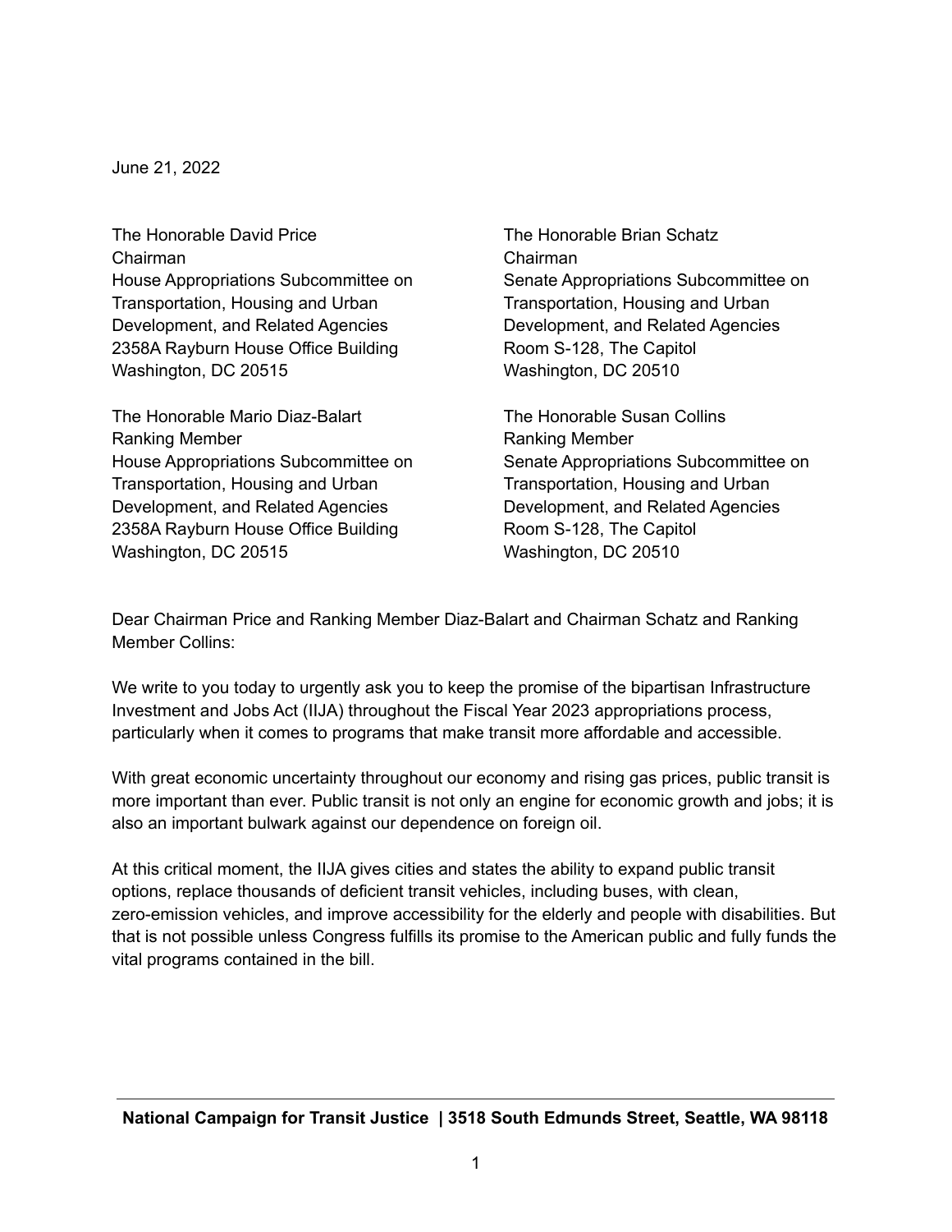June 21, 2022

The Honorable David Price
Chairman
House Appropriations Subcommittee on Transportation, Housing and Urban Development, and Related Agencies
2358A Rayburn House Office Building
Washington, DC 20515

The Honorable Mario Diaz-Balart
Ranking Member
House Appropriations Subcommittee on Transportation, Housing and Urban Development, and Related Agencies
2358A Rayburn House Office Building
Washington, DC 20515

The Honorable Brian Schatz
Chairman
Senate Appropriations Subcommittee on Transportation, Housing and Urban Development, and Related Agencies
Room S-128, The Capitol
Washington, DC 20510

The Honorable Susan Collins
Ranking Member
Senate Appropriations Subcommittee on Transportation, Housing and Urban Development, and Related Agencies
Room S-128, The Capitol
Washington, DC 20510

Dear Chairman Price and Ranking Member Diaz-Balart and Chairman Schatz and Ranking Member Collins:

We write to you today to urgently ask you to keep the promise of the bipartisan Infrastructure Investment and Jobs Act (IIJA) throughout the Fiscal Year 2023 appropriations process, particularly when it comes to programs that make transit more affordable and accessible.

With great economic uncertainty throughout our economy and rising gas prices, public transit is more important than ever. Public transit is not only an engine for economic growth and jobs; it is also an important bulwark against our dependence on foreign oil.

At this critical moment, the IIJA gives cities and states the ability to expand public transit options, replace thousands of deficient transit vehicles, including buses, with clean, zero-emission vehicles, and improve accessibility for the elderly and people with disabilities. But that is not possible unless Congress fulfills its promise to the American public and fully funds the vital programs contained in the bill.

**National Campaign for Transit Justice | 3518 South Edmunds Street, Seattle, WA 98118**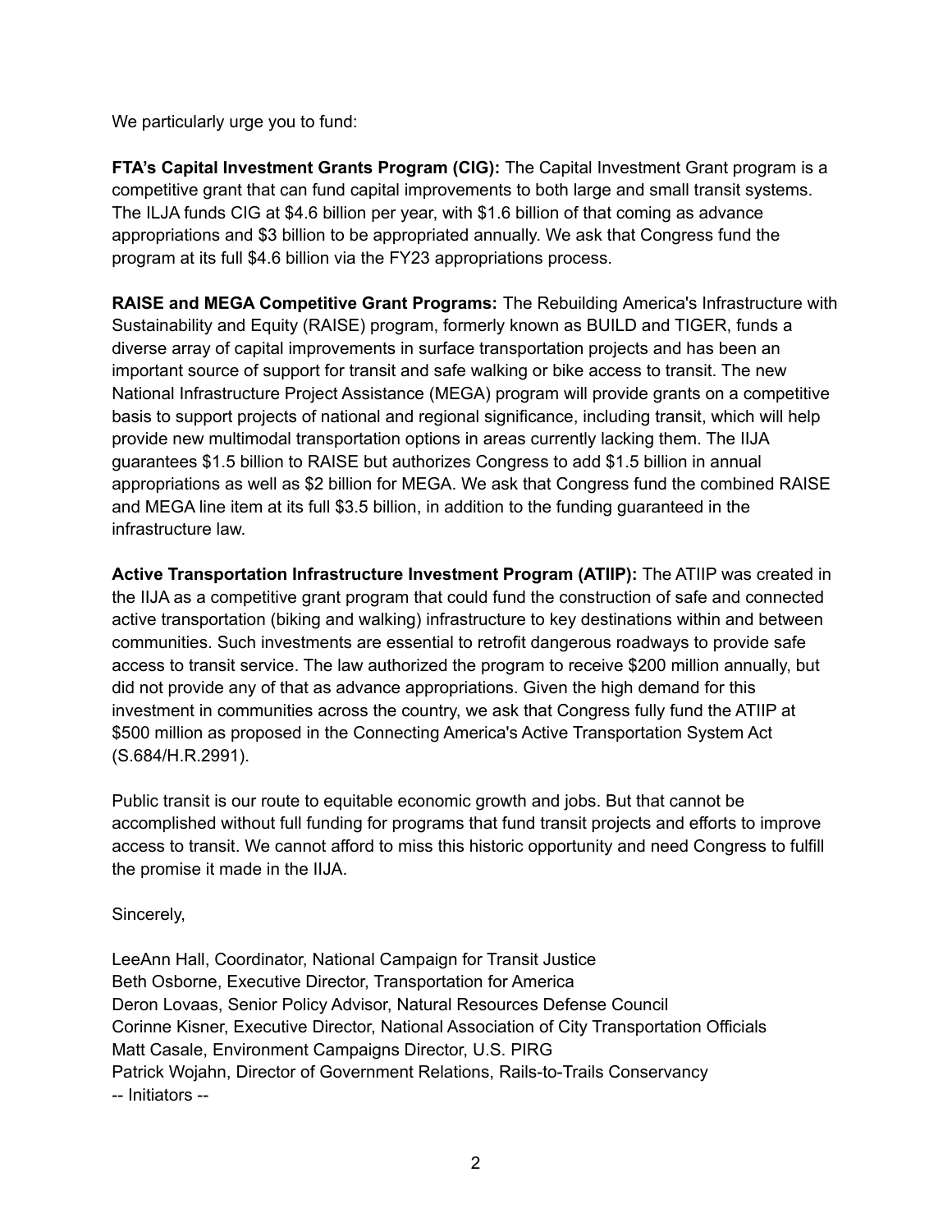We particularly urge you to fund:

**FTA's Capital Investment Grants Program (CIG):** The Capital Investment Grant program is a competitive grant that can fund capital improvements to both large and small transit systems. The ILJA funds CIG at $4.6 billion per year, with $1.6 billion of that coming as advance appropriations and $3 billion to be appropriated annually. We ask that Congress fund the program at its full $4.6 billion via the FY23 appropriations process.

**RAISE and MEGA Competitive Grant Programs:** The Rebuilding America's Infrastructure with Sustainability and Equity (RAISE) program, formerly known as BUILD and TIGER, funds a diverse array of capital improvements in surface transportation projects and has been an important source of support for transit and safe walking or bike access to transit. The new National Infrastructure Project Assistance (MEGA) program will provide grants on a competitive basis to support projects of national and regional significance, including transit, which will help provide new multimodal transportation options in areas currently lacking them. The IIJA guarantees $1.5 billion to RAISE but authorizes Congress to add $1.5 billion in annual appropriations as well as $2 billion for MEGA. We ask that Congress fund the combined RAISE and MEGA line item at its full $3.5 billion, in addition to the funding guaranteed in the infrastructure law.

**Active Transportation Infrastructure Investment Program (ATIIP):** The ATIIP was created in the IIJA as a competitive grant program that could fund the construction of safe and connected active transportation (biking and walking) infrastructure to key destinations within and between communities. Such investments are essential to retrofit dangerous roadways to provide safe access to transit service. The law authorized the program to receive $200 million annually, but did not provide any of that as advance appropriations. Given the high demand for this investment in communities across the country, we ask that Congress fully fund the ATIIP at $500 million as proposed in the Connecting America's Active Transportation System Act (S.684/H.R.2991).

Public transit is our route to equitable economic growth and jobs. But that cannot be accomplished without full funding for programs that fund transit projects and efforts to improve access to transit. We cannot afford to miss this historic opportunity and need Congress to fulfill the promise it made in the IIJA.

Sincerely,

LeeAnn Hall, Coordinator, National Campaign for Transit Justice
Beth Osborne, Executive Director, Transportation for America
Deron Lovaas, Senior Policy Advisor, Natural Resources Defense Council
Corinne Kisner, Executive Director, National Association of City Transportation Officials
Matt Casale, Environment Campaigns Director, U.S. PIRG
Patrick Wojahn, Director of Government Relations, Rails-to-Trails Conservancy
-- Initiators --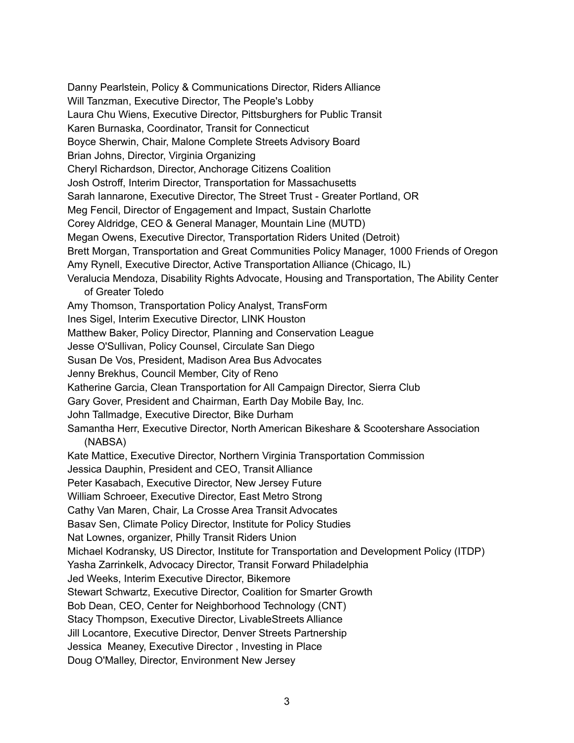Danny Pearlstein, Policy & Communications Director, Riders Alliance
Will Tanzman, Executive Director, The People's Lobby
Laura Chu Wiens, Executive Director, Pittsburghers for Public Transit
Karen Burnaska, Coordinator, Transit for Connecticut
Boyce Sherwin, Chair, Malone Complete Streets Advisory Board
Brian Johns, Director, Virginia Organizing
Cheryl Richardson, Director, Anchorage Citizens Coalition
Josh Ostroff, Interim Director, Transportation for Massachusetts
Sarah Iannarone, Executive Director, The Street Trust - Greater Portland, OR
Meg Fencil, Director of Engagement and Impact, Sustain Charlotte
Corey Aldridge, CEO & General Manager, Mountain Line (MUTD)
Megan Owens, Executive Director, Transportation Riders United (Detroit)
Brett Morgan, Transportation and Great Communities Policy Manager, 1000 Friends of Oregon
Amy Rynell, Executive Director, Active Transportation Alliance (Chicago, IL)
Veralucia Mendoza, Disability Rights Advocate, Housing and Transportation, The Ability Center of Greater Toledo
Amy Thomson, Transportation Policy Analyst, TransForm
Ines Sigel, Interim Executive Director, LINK Houston
Matthew Baker, Policy Director, Planning and Conservation League
Jesse O'Sullivan, Policy Counsel, Circulate San Diego
Susan De Vos, President, Madison Area Bus Advocates
Jenny Brekhus, Council Member, City of Reno
Katherine Garcia, Clean Transportation for All Campaign Director, Sierra Club
Gary Gover, President and Chairman, Earth Day Mobile Bay, Inc.
John Tallmadge, Executive Director, Bike Durham
Samantha Herr, Executive Director, North American Bikeshare & Scootershare Association (NABSA)
Kate Mattice, Executive Director, Northern Virginia Transportation Commission
Jessica Dauphin, President and CEO, Transit Alliance
Peter Kasabach, Executive Director, New Jersey Future
William Schroeer, Executive Director, East Metro Strong
Cathy Van Maren, Chair, La Crosse Area Transit Advocates
Basav Sen, Climate Policy Director, Institute for Policy Studies
Nat Lownes, organizer, Philly Transit Riders Union
Michael Kodransky, US Director, Institute for Transportation and Development Policy (ITDP)
Yasha Zarrinkelk, Advocacy Director, Transit Forward Philadelphia
Jed Weeks, Interim Executive Director, Bikemore
Stewart Schwartz, Executive Director, Coalition for Smarter Growth
Bob Dean, CEO, Center for Neighborhood Technology (CNT)
Stacy Thompson, Executive Director, LivableStreets Alliance
Jill Locantore, Executive Director, Denver Streets Partnership
Jessica Meaney, Executive Director , Investing in Place
Doug O'Malley, Director, Environment New Jersey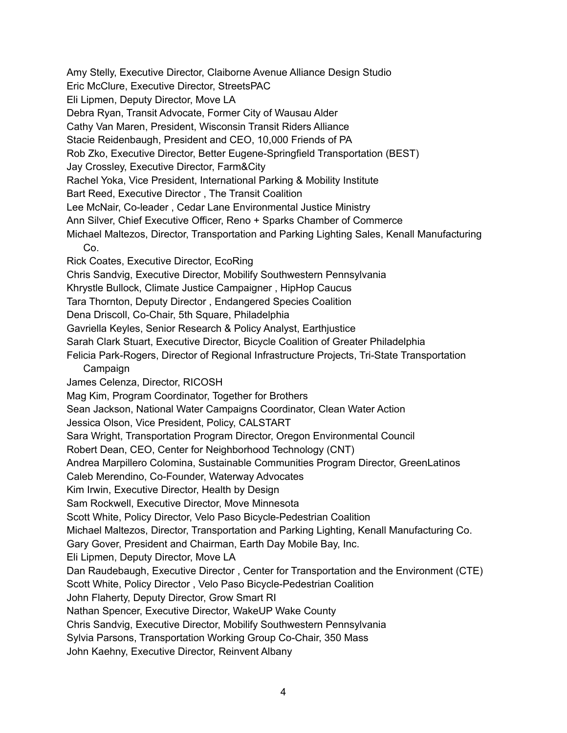Amy Stelly, Executive Director, Claiborne Avenue Alliance Design Studio
Eric McClure, Executive Director, StreetsPAC
Eli Lipmen, Deputy Director, Move LA
Debra Ryan, Transit Advocate, Former City of Wausau Alder
Cathy Van Maren, President, Wisconsin Transit Riders Alliance
Stacie Reidenbaugh, President and CEO, 10,000 Friends of PA
Rob Zko, Executive Director, Better Eugene-Springfield Transportation (BEST)
Jay Crossley, Executive Director, Farm&City
Rachel Yoka, Vice President, International Parking & Mobility Institute
Bart Reed, Executive Director , The Transit Coalition
Lee McNair, Co-leader , Cedar Lane Environmental Justice Ministry
Ann Silver, Chief Executive Officer, Reno + Sparks Chamber of Commerce
Michael Maltezos, Director, Transportation and Parking Lighting Sales, Kenall Manufacturing Co.
Rick Coates, Executive Director, EcoRing
Chris Sandvig, Executive Director, Mobilify Southwestern Pennsylvania
Khrystle Bullock, Climate Justice Campaigner , HipHop Caucus
Tara Thornton, Deputy Director , Endangered Species Coalition
Dena Driscoll, Co-Chair, 5th Square, Philadelphia
Gavriella Keyles, Senior Research & Policy Analyst, Earthjustice
Sarah Clark Stuart, Executive Director, Bicycle Coalition of Greater Philadelphia
Felicia Park-Rogers, Director of Regional Infrastructure Projects, Tri-State Transportation Campaign
James Celenza, Director, RICOSH
Mag Kim, Program Coordinator, Together for Brothers
Sean Jackson, National Water Campaigns Coordinator, Clean Water Action
Jessica Olson, Vice President, Policy, CALSTART
Sara Wright, Transportation Program Director, Oregon Environmental Council
Robert Dean, CEO, Center for Neighborhood Technology (CNT)
Andrea Marpillero Colomina, Sustainable Communities Program Director, GreenLatinos
Caleb Merendino, Co-Founder, Waterway Advocates
Kim Irwin, Executive Director, Health by Design
Sam Rockwell, Executive Director, Move Minnesota
Scott White, Policy Director, Velo Paso Bicycle-Pedestrian Coalition
Michael Maltezos, Director, Transportation and Parking Lighting, Kenall Manufacturing Co.
Gary Gover, President and Chairman, Earth Day Mobile Bay, Inc.
Eli Lipmen, Deputy Director, Move LA
Dan Raudebaugh, Executive Director , Center for Transportation and the Environment (CTE)
Scott White, Policy Director , Velo Paso Bicycle-Pedestrian Coalition
John Flaherty, Deputy Director, Grow Smart RI
Nathan Spencer, Executive Director, WakeUP Wake County
Chris Sandvig, Executive Director, Mobilify Southwestern Pennsylvania
Sylvia Parsons, Transportation Working Group Co-Chair, 350 Mass
John Kaehny, Executive Director, Reinvent Albany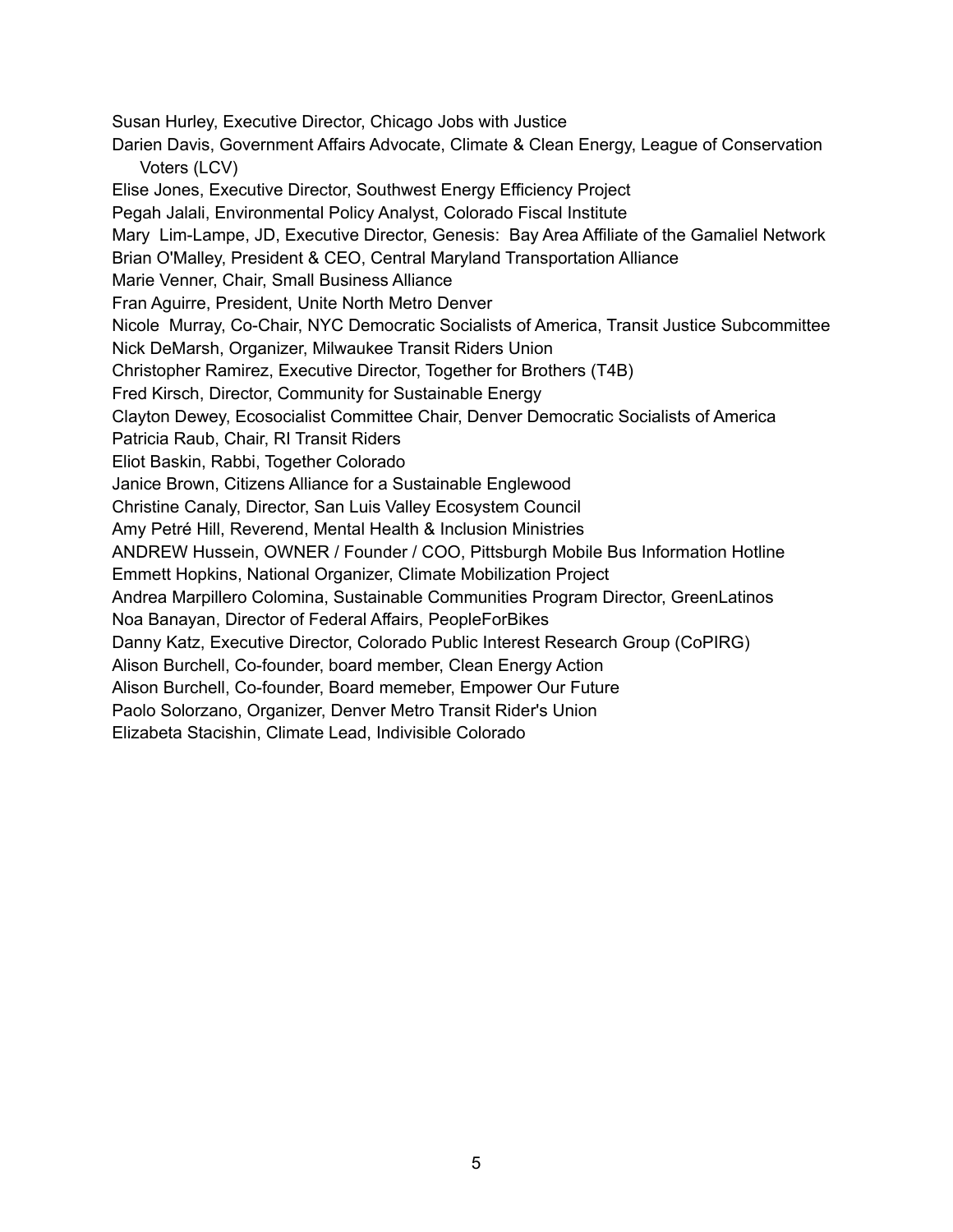Susan Hurley, Executive Director, Chicago Jobs with Justice
Darien Davis, Government Affairs Advocate, Climate & Clean Energy, League of Conservation Voters (LCV)
Elise Jones, Executive Director, Southwest Energy Efficiency Project
Pegah Jalali, Environmental Policy Analyst, Colorado Fiscal Institute
Mary Lim-Lampe, JD, Executive Director, Genesis: Bay Area Affiliate of the Gamaliel Network
Brian O'Malley, President & CEO, Central Maryland Transportation Alliance
Marie Venner, Chair, Small Business Alliance
Fran Aguirre, President, Unite North Metro Denver
Nicole Murray, Co-Chair, NYC Democratic Socialists of America, Transit Justice Subcommittee
Nick DeMarsh, Organizer, Milwaukee Transit Riders Union
Christopher Ramirez, Executive Director, Together for Brothers (T4B)
Fred Kirsch, Director, Community for Sustainable Energy
Clayton Dewey, Ecosocialist Committee Chair, Denver Democratic Socialists of America
Patricia Raub, Chair, RI Transit Riders
Eliot Baskin, Rabbi, Together Colorado
Janice Brown, Citizens Alliance for a Sustainable Englewood
Christine Canaly, Director, San Luis Valley Ecosystem Council
Amy Petré Hill, Reverend, Mental Health & Inclusion Ministries
ANDREW Hussein, OWNER / Founder / COO, Pittsburgh Mobile Bus Information Hotline
Emmett Hopkins, National Organizer, Climate Mobilization Project
Andrea Marpillero Colomina, Sustainable Communities Program Director, GreenLatinos
Noa Banayan, Director of Federal Affairs, PeopleForBikes
Danny Katz, Executive Director, Colorado Public Interest Research Group (CoPIRG)
Alison Burchell, Co-founder, board member, Clean Energy Action
Alison Burchell, Co-founder, Board memeber, Empower Our Future
Paolo Solorzano, Organizer, Denver Metro Transit Rider's Union
Elizabeta Stacishin, Climate Lead, Indivisible Colorado